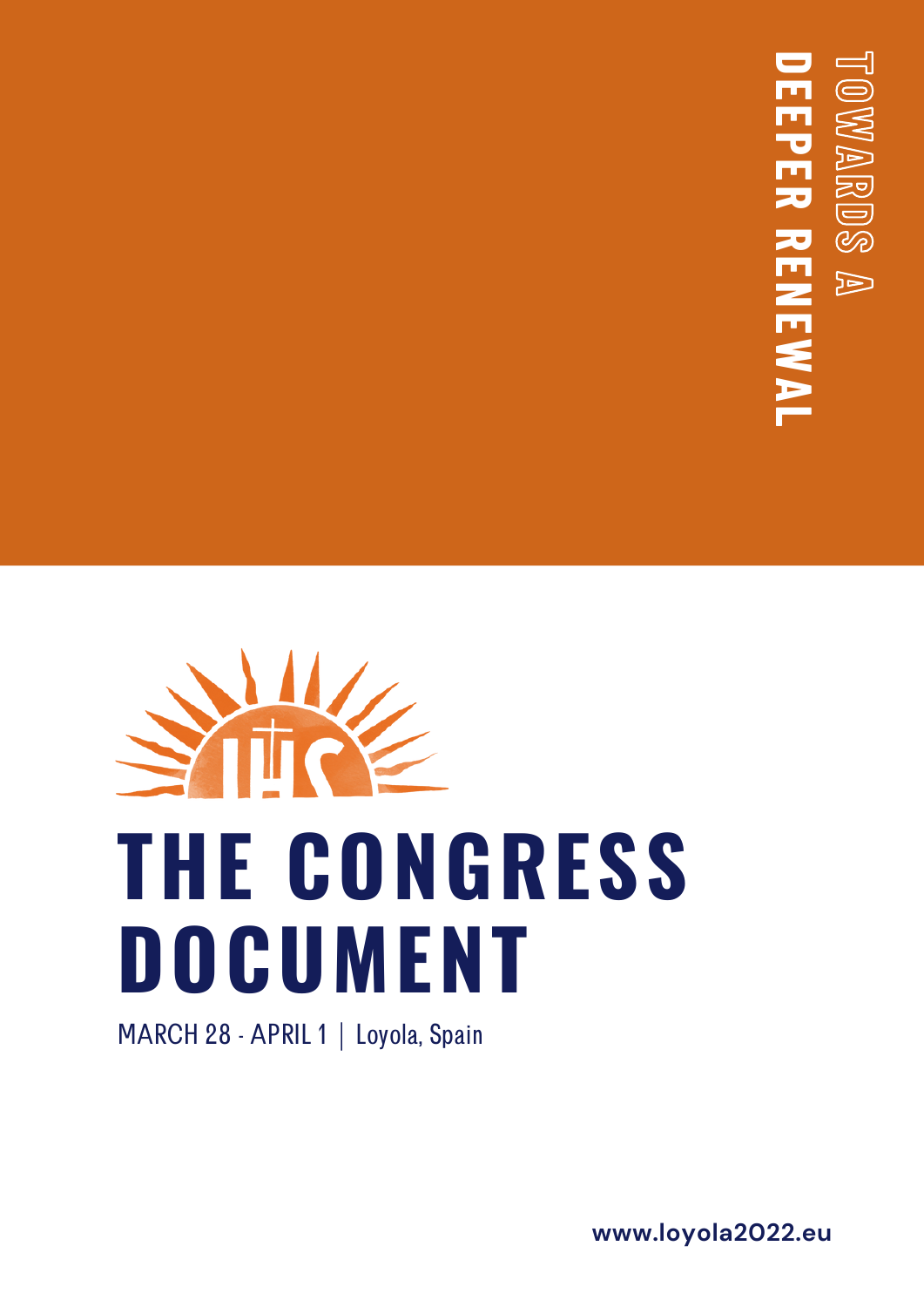TOWARDS A DEEPER RENEWAL

# THE CONGRESS DOCUMENT

MARCH 28 - APRIL 1 | Loyola, Spain

www.loyola2022.eu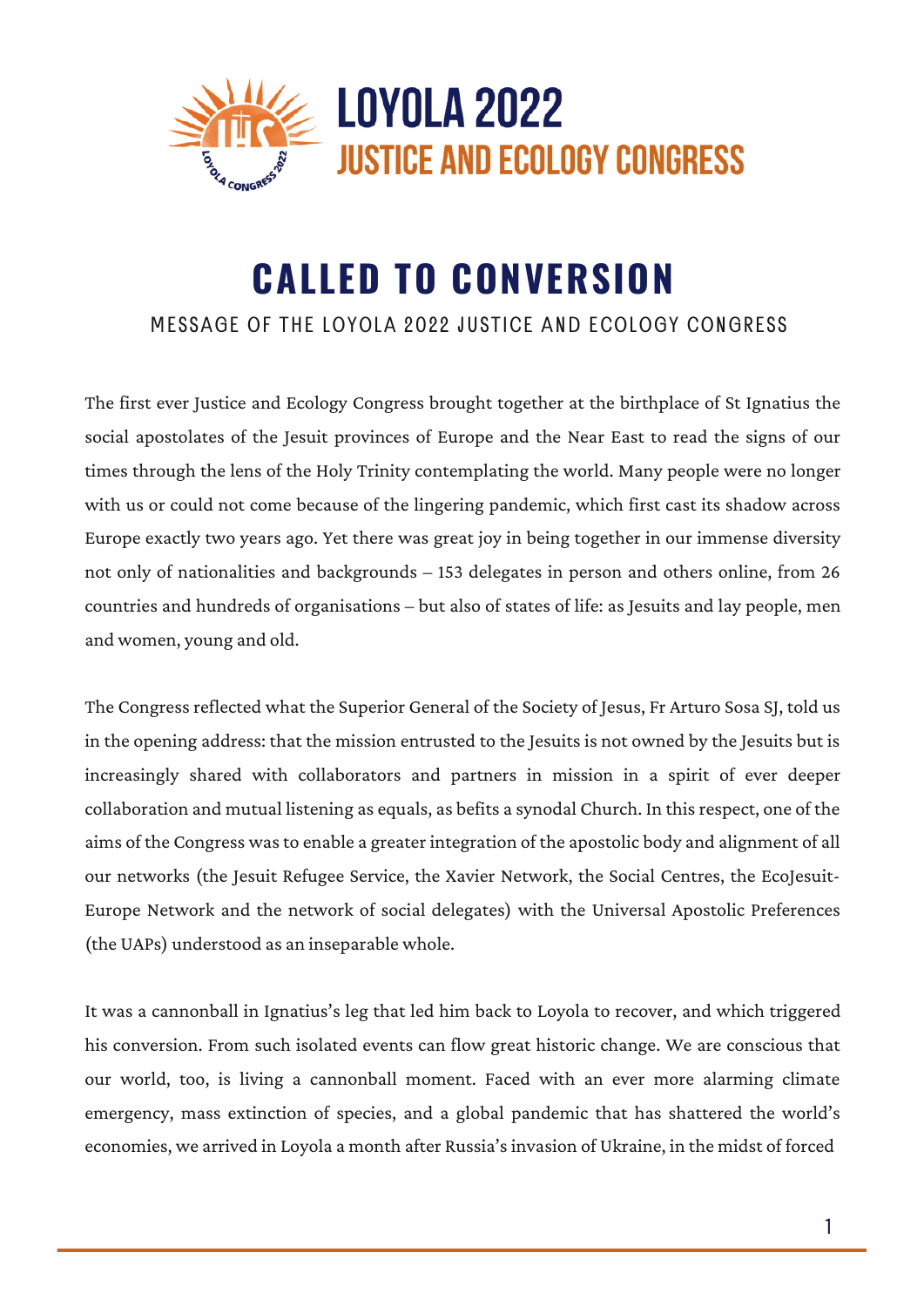LOYOLA 2022
JUSTICE AND ECOLOGY CONGRESS

# CALLED TO CONVERSION

MESSAGE OF THE LOYOLA 2022 JUSTICE AND ECOLOGY CONGRESS

The first ever Justice and Ecology Congress brought together at the birthplace of St Ignatius the social apostolates of the Jesuit provinces of Europe and the Near East to read the signs of our times through the lens of the Holy Trinity contemplating the world. Many people were no longer with us or could not come because of the lingering pandemic, which first cast its shadow across Europe exactly two years ago. Yet there was great joy in being together in our immense diversity not only of nationalities and backgrounds – 153 delegates in person and others online, from 26 countries and hundreds of organisations – but also of states of life: as Jesuits and lay people, men and women, young and old.

The Congress reflected what the Superior General of the Society of Jesus, Fr Arturo Sosa SJ, told us in the opening address: that the mission entrusted to the Jesuits is not owned by the Jesuits but is increasingly shared with collaborators and partners in mission in a spirit of ever deeper collaboration and mutual listening as equals, as befits a synodal Church. In this respect, one of the aims of the Congress was to enable a greater integration of the apostolic body and alignment of all our networks (the Jesuit Refugee Service, the Xavier Network, the Social Centres, the EcoJesuit-Europe Network and the network of social delegates) with the Universal Apostolic Preferences (the UAPs) understood as an inseparable whole.

It was a cannonball in Ignatius's leg that led him back to Loyola to recover, and which triggered his conversion. From such isolated events can flow great historic change. We are conscious that our world, too, is living a cannonball moment. Faced with an ever more alarming climate emergency, mass extinction of species, and a global pandemic that has shattered the world's economies, we arrived in Loyola a month after Russia's invasion of Ukraine, in the midst of forced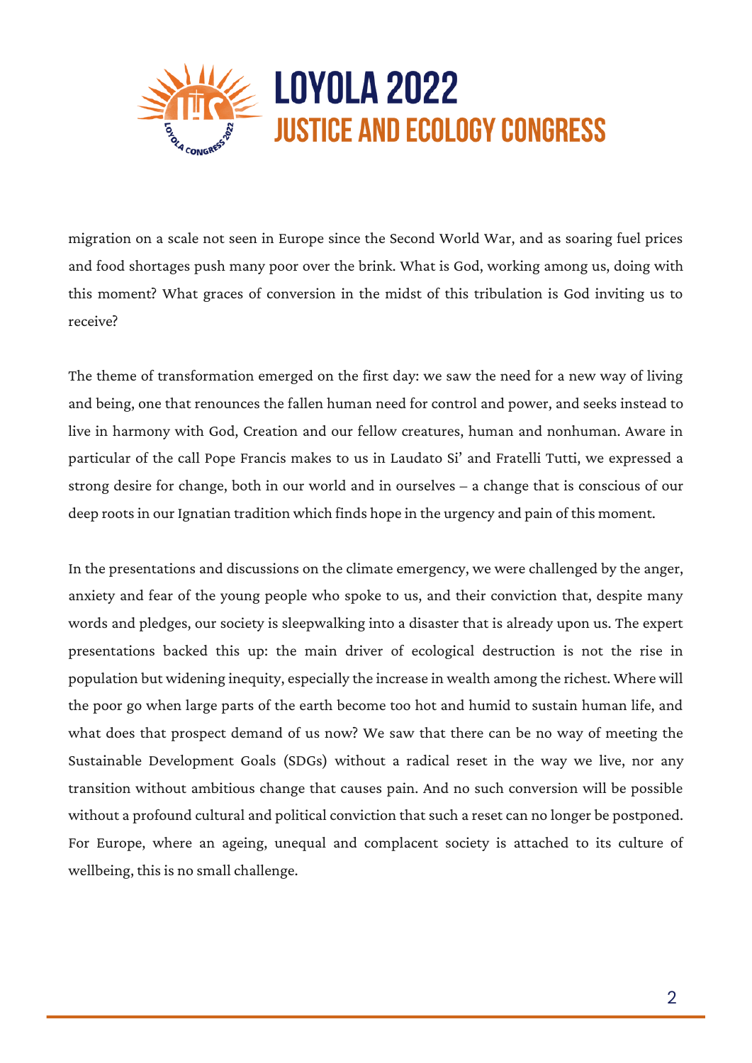migration on a scale not seen in Europe since the Second World War, and as soaring fuel prices and food shortages push many poor over the brink. What is God, working among us, doing with this moment? What graces of conversion in the midst of this tribulation is God inviting us to receive?

The theme of transformation emerged on the first day: we saw the need for a new way of living and being, one that renounces the fallen human need for control and power, and seeks instead to live in harmony with God, Creation and our fellow creatures, human and nonhuman. Aware in particular of the call Pope Francis makes to us in Laudato Si' and Fratelli Tutti, we expressed a strong desire for change, both in our world and in ourselves – a change that is conscious of our deep roots in our Ignatian tradition which finds hope in the urgency and pain of this moment.

In the presentations and discussions on the climate emergency, we were challenged by the anger, anxiety and fear of the young people who spoke to us, and their conviction that, despite many words and pledges, our society is sleepwalking into a disaster that is already upon us. The expert presentations backed this up: the main driver of ecological destruction is not the rise in population but widening inequity, especially the increase in wealth among the richest. Where will the poor go when large parts of the earth become too hot and humid to sustain human life, and what does that prospect demand of us now? We saw that there can be no way of meeting the Sustainable Development Goals (SDGs) without a radical reset in the way we live, nor any transition without ambitious change that causes pain. And no such conversion will be possible without a profound cultural and political conviction that such a reset can no longer be postponed. For Europe, where an ageing, unequal and complacent society is attached to its culture of wellbeing, this is no small challenge.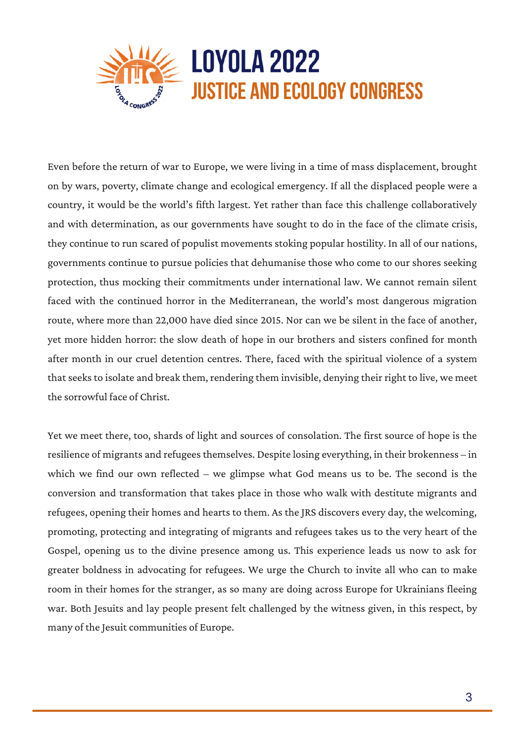Even before the return of war to Europe, we were living in a time of mass displacement, brought on by wars, poverty, climate change and ecological emergency. If all the displaced people were a country, it would be the world's fifth largest. Yet rather than face this challenge collaboratively and with determination, as our governments have sought to do in the face of the climate crisis, they continue to run scared of populist movements stoking popular hostility. In all of our nations, governments continue to pursue policies that dehumanise those who come to our shores seeking protection, thus mocking their commitments under international law. We cannot remain silent faced with the continued horror in the Mediterranean, the world's most dangerous migration route, where more than 22,000 have died since 2015. Nor can we be silent in the face of another, yet more hidden horror: the slow death of hope in our brothers and sisters confined for month after month in our cruel detention centres. There, faced with the spiritual violence of a system that seeks to isolate and break them, rendering them invisible, denying their right to live, we meet the sorrowful face of Christ.

Yet we meet there, too, shards of light and sources of consolation. The first source of hope is the resilience of migrants and refugees themselves. Despite losing everything, in their brokenness – in which we find our own reflected – we glimpse what God means us to be. The second is the conversion and transformation that takes place in those who walk with destitute migrants and refugees, opening their homes and hearts to them. As the JRS discovers every day, the welcoming, promoting, protecting and integrating of migrants and refugees takes us to the very heart of the Gospel, opening us to the divine presence among us. This experience leads us now to ask for greater boldness in advocating for refugees. We urge the Church to invite all who can to make room in their homes for the stranger, as so many are doing across Europe for Ukrainians fleeing war. Both Jesuits and lay people present felt challenged by the witness given, in this respect, by many of the Jesuit communities of Europe.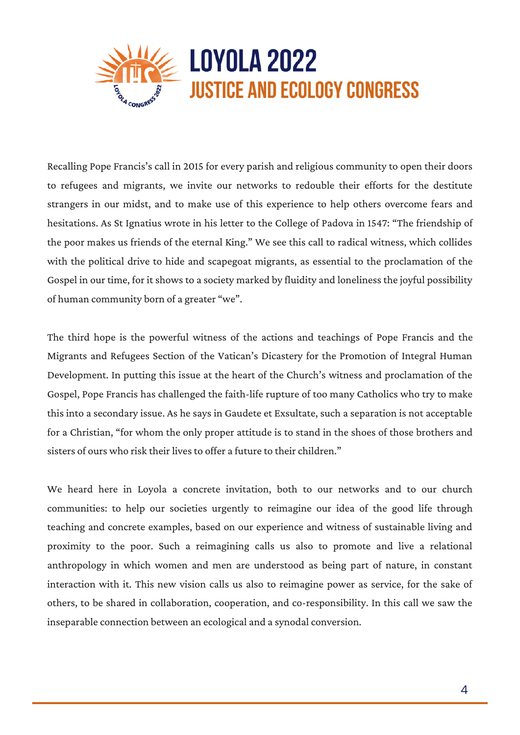Recalling Pope Francis's call in 2015 for every parish and religious community to open their doors to refugees and migrants, we invite our networks to redouble their efforts for the destitute strangers in our midst, and to make use of this experience to help others overcome fears and hesitations. As St Ignatius wrote in his letter to the College of Padova in 1547: "The friendship of the poor makes us friends of the eternal King." We see this call to radical witness, which collides with the political drive to hide and scapegoat migrants, as essential to the proclamation of the Gospel in our time, for it shows to a society marked by fluidity and loneliness the joyful possibility of human community born of a greater "we".

The third hope is the powerful witness of the actions and teachings of Pope Francis and the Migrants and Refugees Section of the Vatican's Dicastery for the Promotion of Integral Human Development. In putting this issue at the heart of the Church's witness and proclamation of the Gospel, Pope Francis has challenged the faith-life rupture of too many Catholics who try to make this into a secondary issue. As he says in Gaudete et Exsultate, such a separation is not acceptable for a Christian, "for whom the only proper attitude is to stand in the shoes of those brothers and sisters of ours who risk their lives to offer a future to their children."

We heard here in Loyola a concrete invitation, both to our networks and to our church communities: to help our societies urgently to reimagine our idea of the good life through teaching and concrete examples, based on our experience and witness of sustainable living and proximity to the poor. Such a reimagining calls us also to promote and live a relational anthropology in which women and men are understood as being part of nature, in constant interaction with it. This new vision calls us also to reimagine power as service, for the sake of others, to be shared in collaboration, cooperation, and co-responsibility. In this call we saw the inseparable connection between an ecological and a synodal conversion.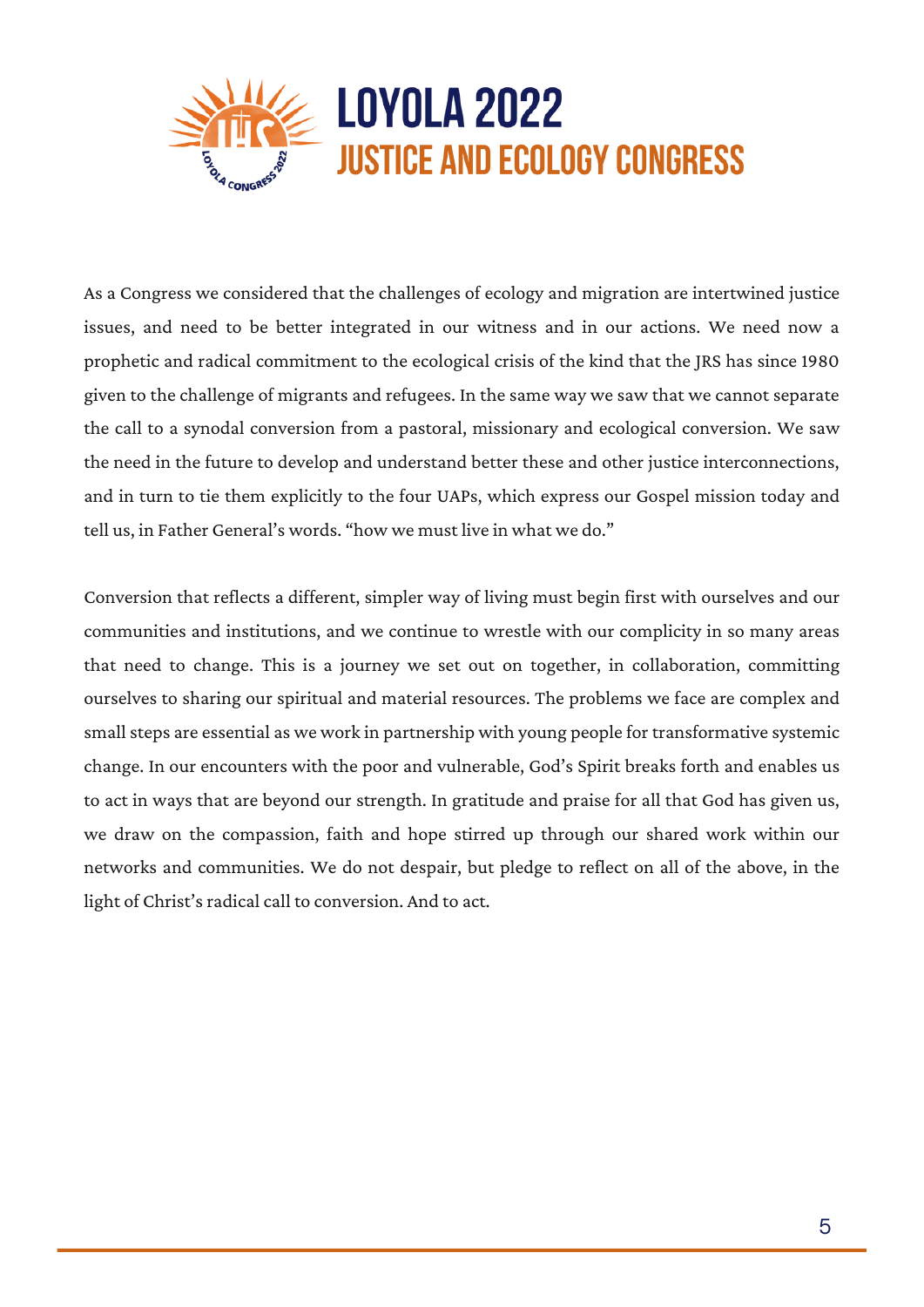As a Congress we considered that the challenges of ecology and migration are intertwined justice issues, and need to be better integrated in our witness and in our actions. We need now a prophetic and radical commitment to the ecological crisis of the kind that the JRS has since 1980 given to the challenge of migrants and refugees. In the same way we saw that we cannot separate the call to a synodal conversion from a pastoral, missionary and ecological conversion. We saw the need in the future to develop and understand better these and other justice interconnections, and in turn to tie them explicitly to the four UAPs, which express our Gospel mission today and tell us, in Father General's words. "how we must live in what we do."

Conversion that reflects a different, simpler way of living must begin first with ourselves and our communities and institutions, and we continue to wrestle with our complicity in so many areas that need to change. This is a journey we set out on together, in collaboration, committing ourselves to sharing our spiritual and material resources. The problems we face are complex and small steps are essential as we work in partnership with young people for transformative systemic change. In our encounters with the poor and vulnerable, God's Spirit breaks forth and enables us to act in ways that are beyond our strength. In gratitude and praise for all that God has given us, we draw on the compassion, faith and hope stirred up through our shared work within our networks and communities. We do not despair, but pledge to reflect on all of the above, in the light of Christ's radical call to conversion. And to act.